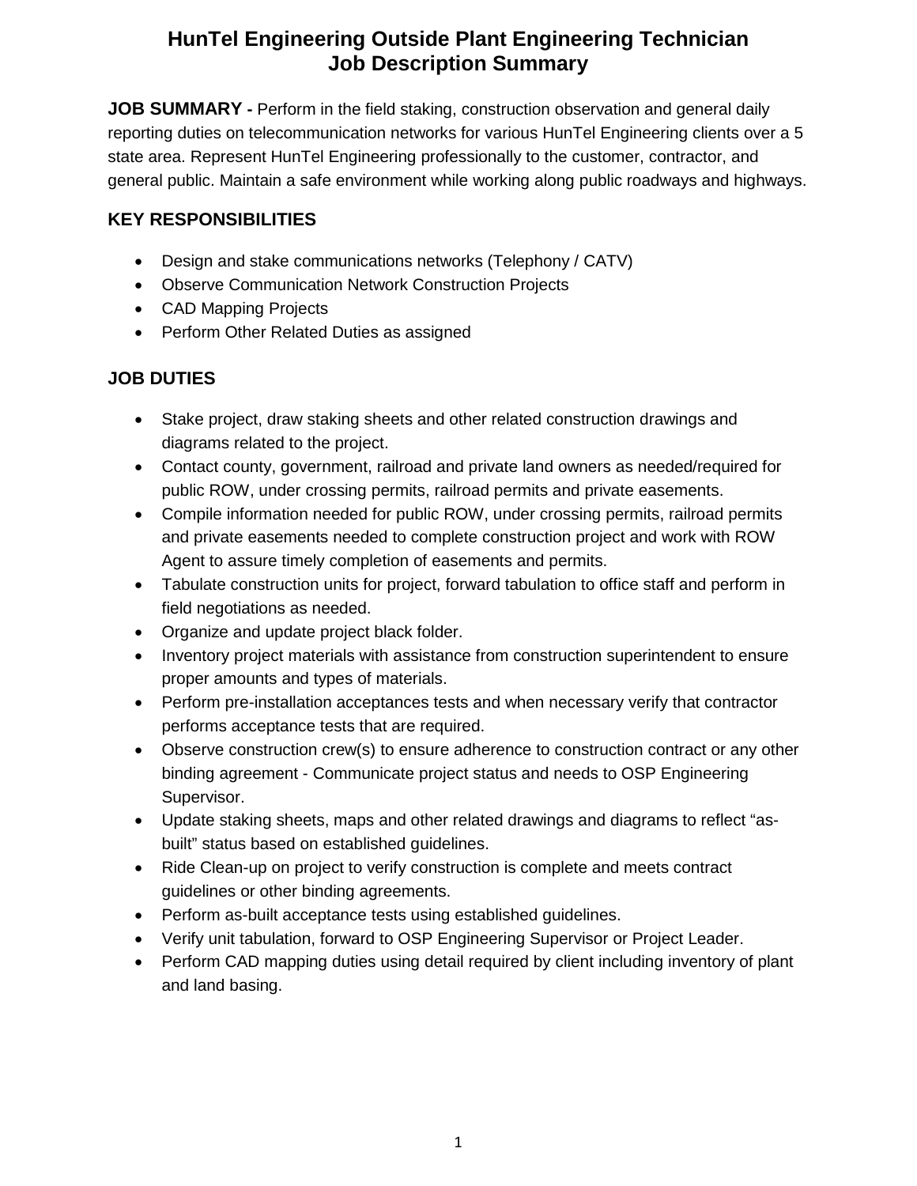# HunTel Engineering Outside Plant Engineering Technician
# Job Description Summary

**JOB SUMMARY -** Perform in the field staking, construction observation and general daily reporting duties on telecommunication networks for various HunTel Engineering clients over a 5 state area. Represent HunTel Engineering professionally to the customer, contractor, and general public. Maintain a safe environment while working along public roadways and highways.

## KEY RESPONSIBILITIES

- Design and stake communications networks (Telephony / CATV)
- Observe Communication Network Construction Projects
- CAD Mapping Projects
- Perform Other Related Duties as assigned

## JOB DUTIES

- Stake project, draw staking sheets and other related construction drawings and diagrams related to the project.
- Contact county, government, railroad and private land owners as needed/required for public ROW, under crossing permits, railroad permits and private easements.
- Compile information needed for public ROW, under crossing permits, railroad permits and private easements needed to complete construction project and work with ROW Agent to assure timely completion of easements and permits.
- Tabulate construction units for project, forward tabulation to office staff and perform in field negotiations as needed.
- Organize and update project black folder.
- Inventory project materials with assistance from construction superintendent to ensure proper amounts and types of materials.
- Perform pre-installation acceptances tests and when necessary verify that contractor performs acceptance tests that are required.
- Observe construction crew(s) to ensure adherence to construction contract or any other binding agreement - Communicate project status and needs to OSP Engineering Supervisor.
- Update staking sheets, maps and other related drawings and diagrams to reflect "as-built" status based on established guidelines.
- Ride Clean-up on project to verify construction is complete and meets contract guidelines or other binding agreements.
- Perform as-built acceptance tests using established guidelines.
- Verify unit tabulation, forward to OSP Engineering Supervisor or Project Leader.
- Perform CAD mapping duties using detail required by client including inventory of plant and land basing.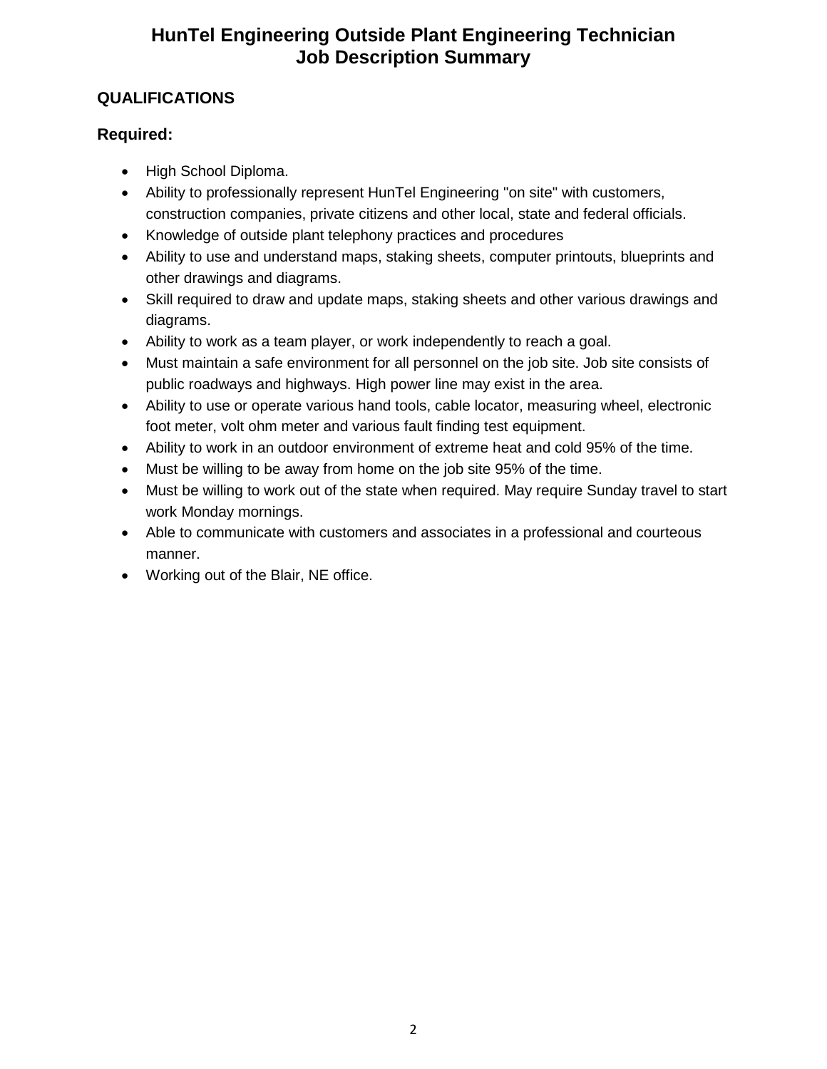# HunTel Engineering Outside Plant Engineering Technician
# Job Description Summary

## QUALIFICATIONS

### Required:

- High School Diploma.
- Ability to professionally represent HunTel Engineering "on site" with customers, construction companies, private citizens and other local, state and federal officials.
- Knowledge of outside plant telephony practices and procedures
- Ability to use and understand maps, staking sheets, computer printouts, blueprints and other drawings and diagrams.
- Skill required to draw and update maps, staking sheets and other various drawings and diagrams.
- Ability to work as a team player, or work independently to reach a goal.
- Must maintain a safe environment for all personnel on the job site. Job site consists of public roadways and highways. High power line may exist in the area.
- Ability to use or operate various hand tools, cable locator, measuring wheel, electronic foot meter, volt ohm meter and various fault finding test equipment.
- Ability to work in an outdoor environment of extreme heat and cold 95% of the time.
- Must be willing to be away from home on the job site 95% of the time.
- Must be willing to work out of the state when required. May require Sunday travel to start work Monday mornings.
- Able to communicate with customers and associates in a professional and courteous manner.
- Working out of the Blair, NE office.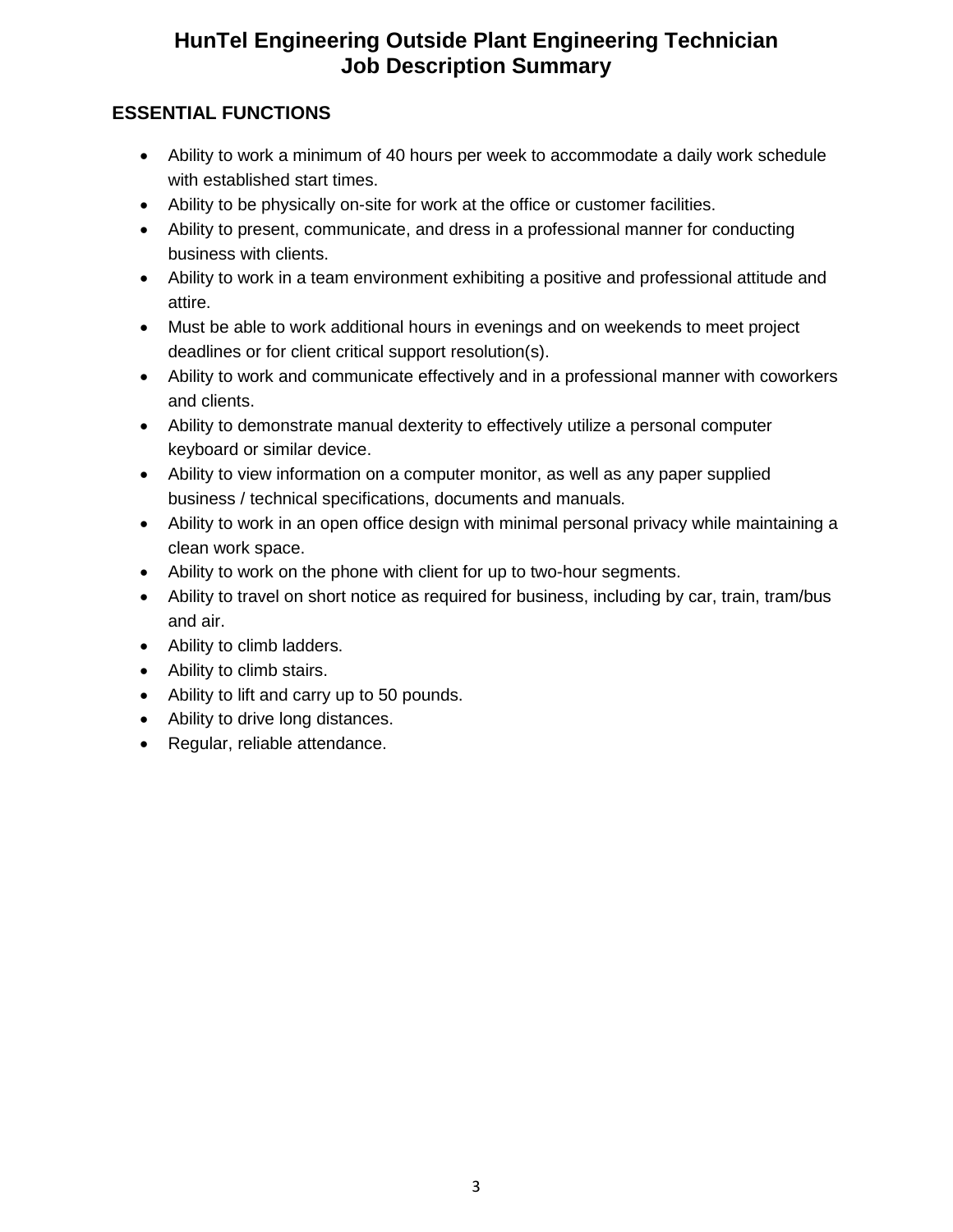# HunTel Engineering Outside Plant Engineering Technician
# Job Description Summary

## ESSENTIAL FUNCTIONS

- Ability to work a minimum of 40 hours per week to accommodate a daily work schedule with established start times.
- Ability to be physically on-site for work at the office or customer facilities.
- Ability to present, communicate, and dress in a professional manner for conducting business with clients.
- Ability to work in a team environment exhibiting a positive and professional attitude and attire.
- Must be able to work additional hours in evenings and on weekends to meet project deadlines or for client critical support resolution(s).
- Ability to work and communicate effectively and in a professional manner with coworkers and clients.
- Ability to demonstrate manual dexterity to effectively utilize a personal computer keyboard or similar device.
- Ability to view information on a computer monitor, as well as any paper supplied business / technical specifications, documents and manuals.
- Ability to work in an open office design with minimal personal privacy while maintaining a clean work space.
- Ability to work on the phone with client for up to two-hour segments.
- Ability to travel on short notice as required for business, including by car, train, tram/bus and air.
- Ability to climb ladders.
- Ability to climb stairs.
- Ability to lift and carry up to 50 pounds.
- Ability to drive long distances.
- Regular, reliable attendance.